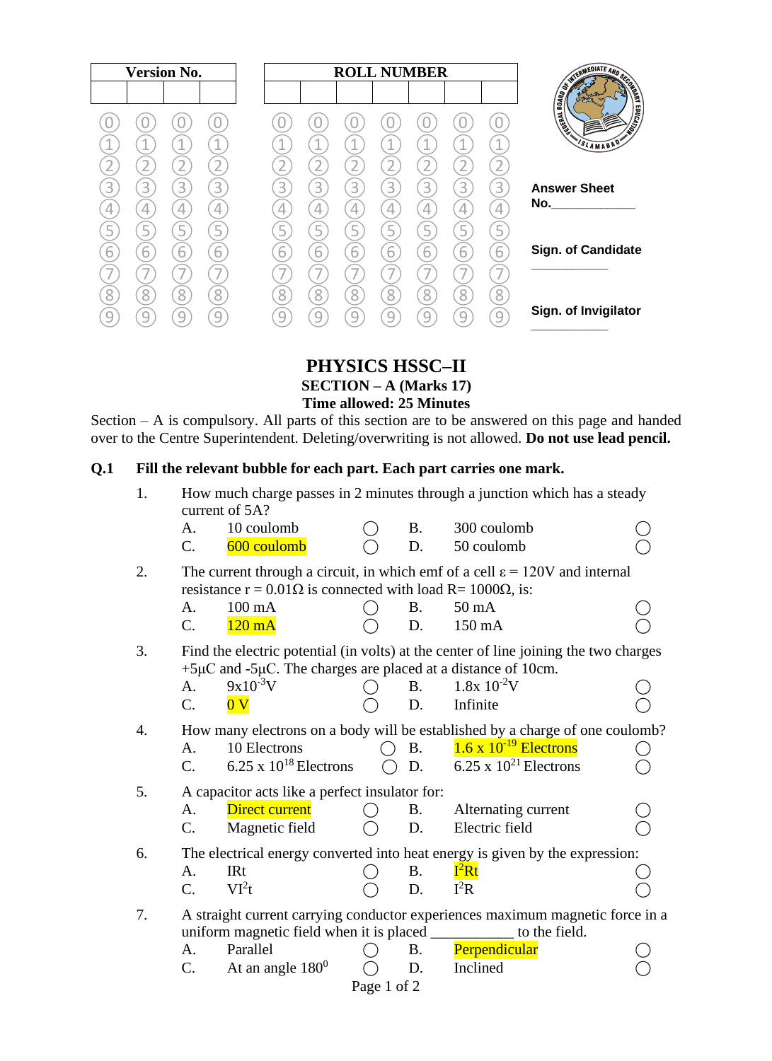| Version No. | | | |
|---|---|---|---|
| | | | |

| ROLL NUMBER | | | | | | |
|---|---|---|---|---|---|---|
| | | | | | | |

**Answer Sheet No.**\_\_\_\_\_\_\_\_\_\_\_\_

**Sign. of Candidate** \_\_\_\_\_\_\_\_\_\_\_

**Sign. of Invigilator** \_\_\_\_\_\_\_\_\_\_\_

# PHYSICS HSSC–II

## SECTION – A (Marks 17)

**Time allowed: 25 Minutes**

Section – A is compulsory. All parts of this section are to be answered on this page and handed over to the Centre Superintendent. Deleting/overwriting is not allowed. **Do not use lead pencil.**

**Q.1 Fill the relevant bubble for each part. Each part carries one mark.**

1. How much charge passes in 2 minutes through a junction which has a steady current of 5A?
   - A. 10 coulomb
   - B. 300 coulomb
   - C. 600 coulomb
   - D. 50 coulomb

2. The current through a circuit, in which emf of a cell $\varepsilon = 120V$ and internal resistance $r = 0.01\Omega$ is connected with load $R = 1000\Omega$, is:
   - A. 100 mA
   - B. 50 mA
   - C. 120 mA
   - D. 150 mA

3. Find the electric potential (in volts) at the center of line joining the two charges $+5\mu C$ and $-5\mu C$. The charges are placed at a distance of 10cm.
   - A. $9\times10^{-3}V$
   - B. $1.8\times 10^{-2}V$
   - C. 0 V
   - D. Infinite

4. How many electrons on a body will be established by a charge of one coulomb?
   - A. 10 Electrons
   - B. $1.6 \times 10^{-19}$ Electrons
   - C. $6.25 \times 10^{18}$ Electrons
   - D. $6.25 \times 10^{21}$ Electrons

5. A capacitor acts like a perfect insulator for:
   - A. Direct current
   - B. Alternating current
   - C. Magnetic field
   - D. Electric field

6. The electrical energy converted into heat energy is given by the expression:
   - A. IRt
   - B. $I^2Rt$
   - C. $VI^2t$
   - D. $I^2R$

7. A straight current carrying conductor experiences maximum magnetic force in a uniform magnetic field when it is placed \_\_\_\_\_\_\_\_\_\_\_ to the field.
   - A. Parallel
   - B. Perpendicular
   - C. At an angle $180^0$
   - D. Inclined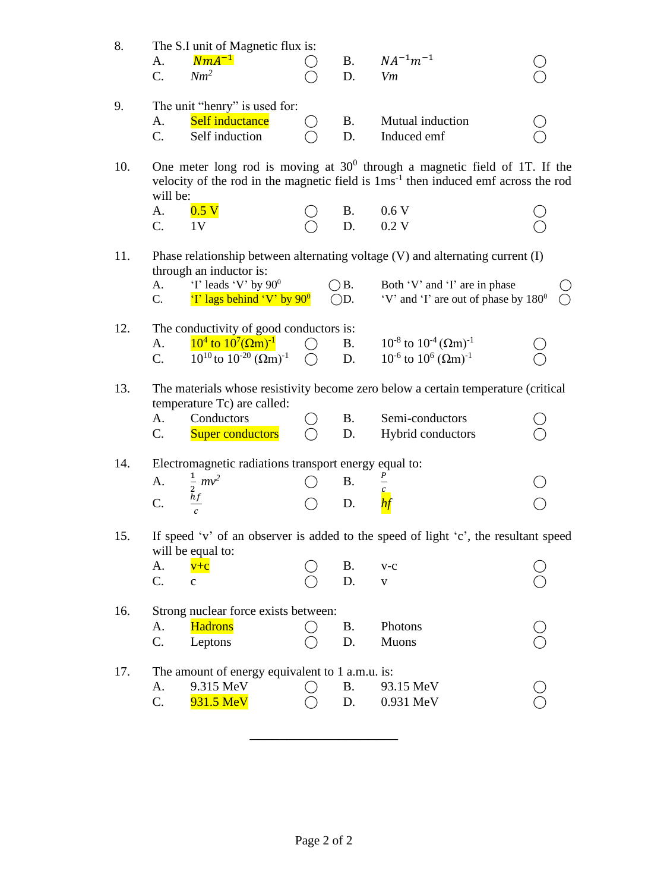8. The S.I unit of Magnetic flux is:
   A. $NmA^{-1}$ ◯  B. $NA^{-1}m^{-1}$ ◯
   C. $Nm^2$ ◯  D. $Vm$ ◯

9. The unit "henry" is used for:
   A. Self inductance ◯  B. Mutual induction ◯
   C. Self induction ◯  D. Induced emf ◯

10. One meter long rod is moving at $30^0$ through a magnetic field of 1T. If the velocity of the rod in the magnetic field is $1ms^{-1}$ then induced emf across the rod will be:
    A. 0.5 V ◯  B. 0.6 V ◯
    C. 1V ◯  D. 0.2 V ◯

11. Phase relationship between alternating voltage (V) and alternating current (I) through an inductor is:
    A. 'I' leads 'V' by $90^0$ ◯  B. Both 'V' and 'I' are in phase ◯
    C. 'I' lags behind 'V' by $90^0$ ◯  D. 'V' and 'I' are out of phase by $180^0$ ◯

12. The conductivity of good conductors is:
    A. $10^4$ to $10^7 (\Omega m)^{-1}$ ◯  B. $10^{-8}$ to $10^{-4} (\Omega m)^{-1}$ ◯
    C. $10^{10}$ to $10^{-20} (\Omega m)^{-1}$ ◯  D. $10^{-6}$ to $10^6 (\Omega m)^{-1}$ ◯

13. The materials whose resistivity become zero below a certain temperature (critical temperature Tc) are called:
    A. Conductors ◯  B. Semi-conductors ◯
    C. Super conductors ◯  D. Hybrid conductors ◯

14. Electromagnetic radiations transport energy equal to:
    A. $\frac{1}{2} mv^2$ ◯  B. $\frac{P}{c}$ ◯
    C. $\frac{hf}{c}$ ◯  D. $hf$ ◯

15. If speed 'v' of an observer is added to the speed of light 'c', the resultant speed will be equal to:
    A. v+c ◯  B. v-c ◯
    C. c ◯  D. v ◯

16. Strong nuclear force exists between:
    A. Hadrons ◯  B. Photons ◯
    C. Leptons ◯  D. Muons ◯

17. The amount of energy equivalent to 1 a.m.u. is:
    A. 9.315 MeV ◯  B. 93.15 MeV ◯
    C. 931.5 MeV ◯  D. 0.931 MeV ◯

______________________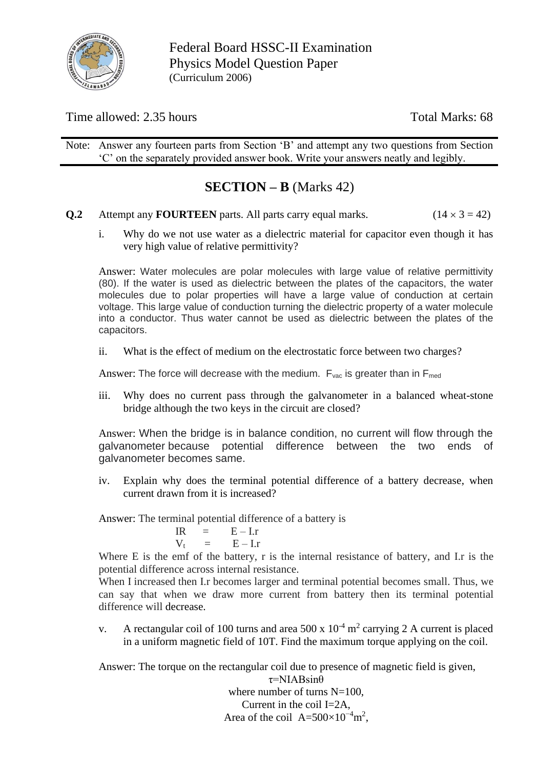Federal Board HSSC-II Examination
Physics Model Question Paper
(Curriculum 2006)

Time allowed: 2.35 hours

Total Marks: 68

Note: Answer any fourteen parts from Section 'B' and attempt any two questions from Section 'C' on the separately provided answer book. Write your answers neatly and legibly.

## SECTION – B (Marks 42)

**Q.2** Attempt any **FOURTEEN** parts. All parts carry equal marks. ($14 \times 3 = 42$)

i. Why do we not use water as a dielectric material for capacitor even though it has very high value of relative permittivity?

Answer: Water molecules are polar molecules with large value of relative permittivity (80). If the water is used as dielectric between the plates of the capacitors, the water molecules due to polar properties will have a large value of conduction at certain voltage. This large value of conduction turning the dielectric property of a water molecule into a conductor. Thus water cannot be used as dielectric between the plates of the capacitors.

ii. What is the effect of medium on the electrostatic force between two charges?

Answer: The force will decrease with the medium. $F_{vac}$ is greater than in $F_{med}$

iii. Why does no current pass through the galvanometer in a balanced wheat-stone bridge although the two keys in the circuit are closed?

Answer: When the bridge is in balance condition, no current will flow through the galvanometer because potential difference between the two ends of galvanometer becomes same.

iv. Explain why does the terminal potential difference of a battery decrease, when current drawn from it is increased?

Answer: The terminal potential difference of a battery is

$$IR = E - I.r$$
$$V_t = E - I.r$$

Where E is the emf of the battery, r is the internal resistance of battery, and I.r is the potential difference across internal resistance.

When I increased then I.r becomes larger and terminal potential becomes small. Thus, we can say that when we draw more current from battery then its terminal potential difference will decrease.

v. A rectangular coil of 100 turns and area $500 \times 10^{-4}\ m^2$ carrying 2 A current is placed in a uniform magnetic field of 10T. Find the maximum torque applying on the coil.

Answer: The torque on the rectangular coil due to presence of magnetic field is given,

$$\tau = NIAB\sin\theta$$

where number of turns N=100,

Current in the coil I=2A,

Area of the coil $A = 500 \times 10^{-4} m^2$,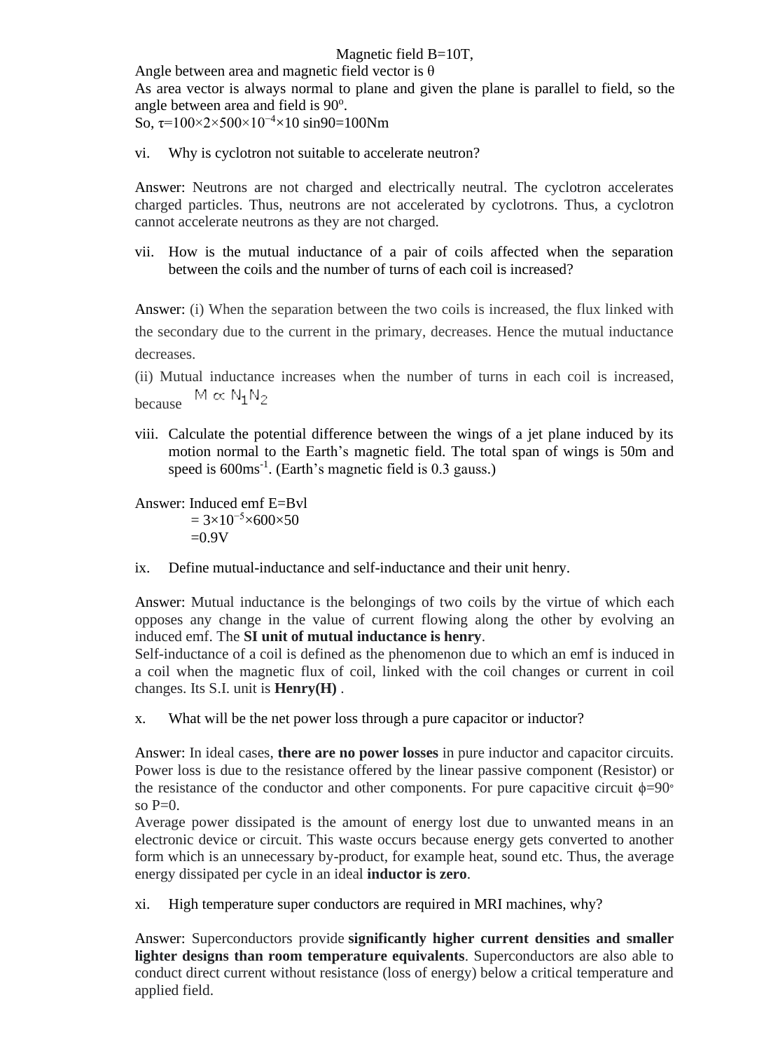Magnetic field B=10T,

Angle between area and magnetic field vector is $\theta$

As area vector is always normal to plane and given the plane is parallel to field, so the angle between area and field is 90°.

So, $\tau=100\times2\times500\times10^{-4}\times10\ \sin90=100$Nm

vi. Why is cyclotron not suitable to accelerate neutron?

Answer: Neutrons are not charged and electrically neutral. The cyclotron accelerates charged particles. Thus, neutrons are not accelerated by cyclotrons. Thus, a cyclotron cannot accelerate neutrons as they are not charged.

vii. How is the mutual inductance of a pair of coils affected when the separation between the coils and the number of turns of each coil is increased?

Answer: (i) When the separation between the two coils is increased, the flux linked with the secondary due to the current in the primary, decreases. Hence the mutual inductance decreases.

(ii) Mutual inductance increases when the number of turns in each coil is increased, because $M \propto N_1N_2$

viii. Calculate the potential difference between the wings of a jet plane induced by its motion normal to the Earth's magnetic field. The total span of wings is 50m and speed is 600ms$^{-1}$. (Earth's magnetic field is 0.3 gauss.)

Answer: Induced emf E=Bvl

$= 3\times10^{-5}\times600\times50$

$=0.9$V

ix. Define mutual-inductance and self-inductance and their unit henry.

Answer: Mutual inductance is the belongings of two coils by the virtue of which each opposes any change in the value of current flowing along the other by evolving an induced emf. The **SI unit of mutual inductance is henry**.

Self-inductance of a coil is defined as the phenomenon due to which an emf is induced in a coil when the magnetic flux of coil, linked with the coil changes or current in coil changes. Its S.I. unit is **Henry(H)** .

x. What will be the net power loss through a pure capacitor or inductor?

Answer: In ideal cases, **there are no power losses** in pure inductor and capacitor circuits. Power loss is due to the resistance offered by the linear passive component (Resistor) or the resistance of the conductor and other components. For pure capacitive circuit $\phi=90^\circ$ so P=0.

Average power dissipated is the amount of energy lost due to unwanted means in an electronic device or circuit. This waste occurs because energy gets converted to another form which is an unnecessary by-product, for example heat, sound etc. Thus, the average energy dissipated per cycle in an ideal **inductor is zero**.

xi. High temperature super conductors are required in MRI machines, why?

Answer: Superconductors provide **significantly higher current densities and smaller lighter designs than room temperature equivalents**. Superconductors are also able to conduct direct current without resistance (loss of energy) below a critical temperature and applied field.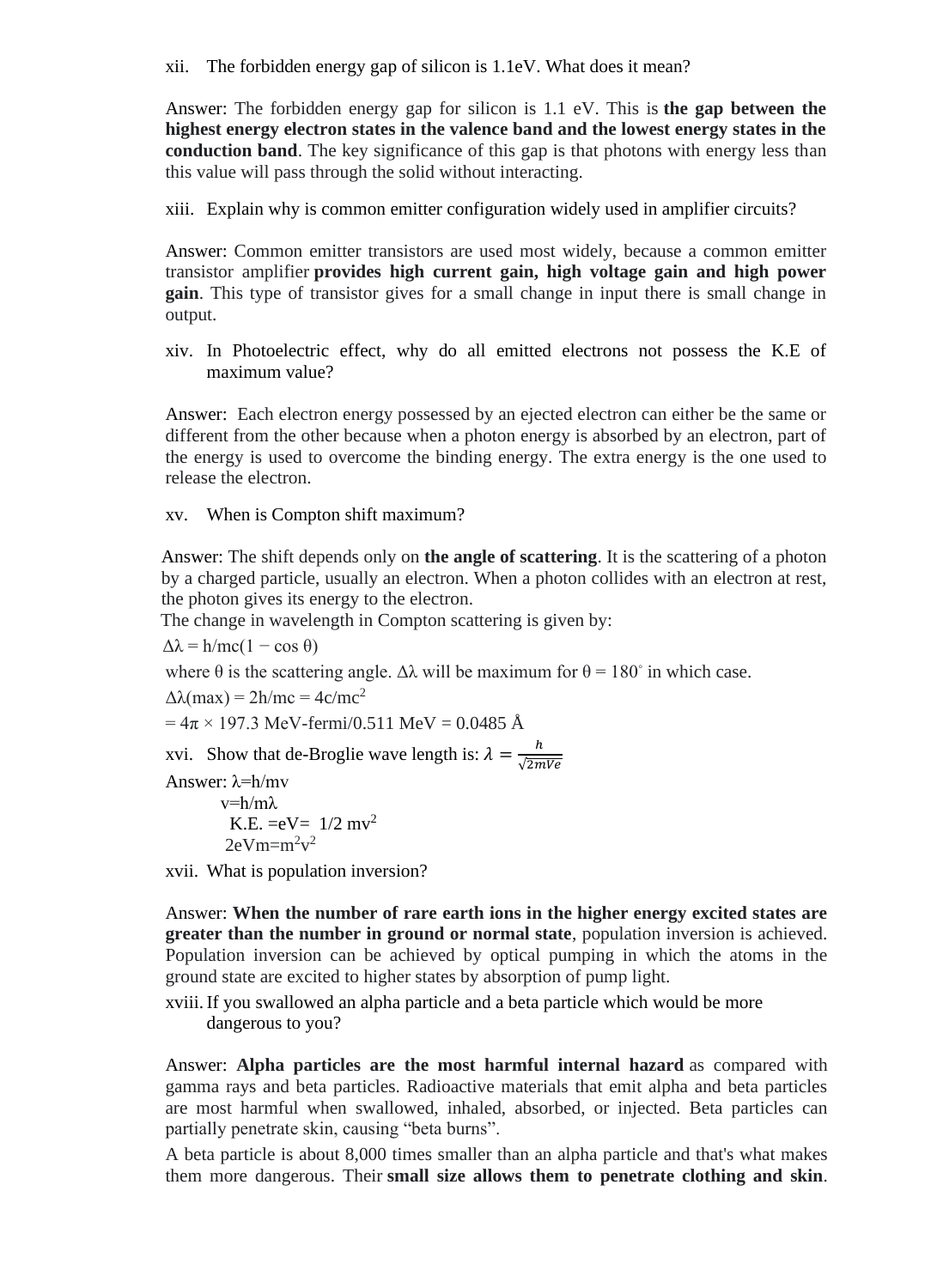xii. The forbidden energy gap of silicon is 1.1eV. What does it mean?

Answer: The forbidden energy gap for silicon is 1.1 eV. This is **the gap between the highest energy electron states in the valence band and the lowest energy states in the conduction band**. The key significance of this gap is that photons with energy less than this value will pass through the solid without interacting.

xiii. Explain why is common emitter configuration widely used in amplifier circuits?

Answer: Common emitter transistors are used most widely, because a common emitter transistor amplifier **provides high current gain, high voltage gain and high power gain**. This type of transistor gives for a small change in input there is small change in output.

xiv. In Photoelectric effect, why do all emitted electrons not possess the K.E of maximum value?

Answer: Each electron energy possessed by an ejected electron can either be the same or different from the other because when a photon energy is absorbed by an electron, part of the energy is used to overcome the binding energy. The extra energy is the one used to release the electron.

xv. When is Compton shift maximum?

Answer: The shift depends only on **the angle of scattering**. It is the scattering of a photon by a charged particle, usually an electron. When a photon collides with an electron at rest, the photon gives its energy to the electron.
The change in wavelength in Compton scattering is given by:

$\Delta\lambda = h/mc(1 - \cos\theta)$

where $\theta$ is the scattering angle. $\Delta\lambda$ will be maximum for $\theta = 180^\circ$ in which case.

$\Delta\lambda(\max) = 2h/mc = 4c/mc^2$

$= 4\pi \times 197.3$ MeV-fermi/0.511 MeV = 0.0485 Å

xvi. Show that de-Broglie wave length is: $\lambda = \frac{h}{\sqrt{2mVe}}$

Answer: $\lambda = h/mv$

$v = h/m\lambda$

K.E. $= eV = 1/2\ mv^2$

$2eVm = m^2v^2$

xvii. What is population inversion?

Answer: **When the number of rare earth ions in the higher energy excited states are greater than the number in ground or normal state**, population inversion is achieved. Population inversion can be achieved by optical pumping in which the atoms in the ground state are excited to higher states by absorption of pump light.

xviii. If you swallowed an alpha particle and a beta particle which would be more dangerous to you?

Answer: **Alpha particles are the most harmful internal hazard** as compared with gamma rays and beta particles. Radioactive materials that emit alpha and beta particles are most harmful when swallowed, inhaled, absorbed, or injected. Beta particles can partially penetrate skin, causing "beta burns".

A beta particle is about 8,000 times smaller than an alpha particle and that's what makes them more dangerous. Their **small size allows them to penetrate clothing and skin**.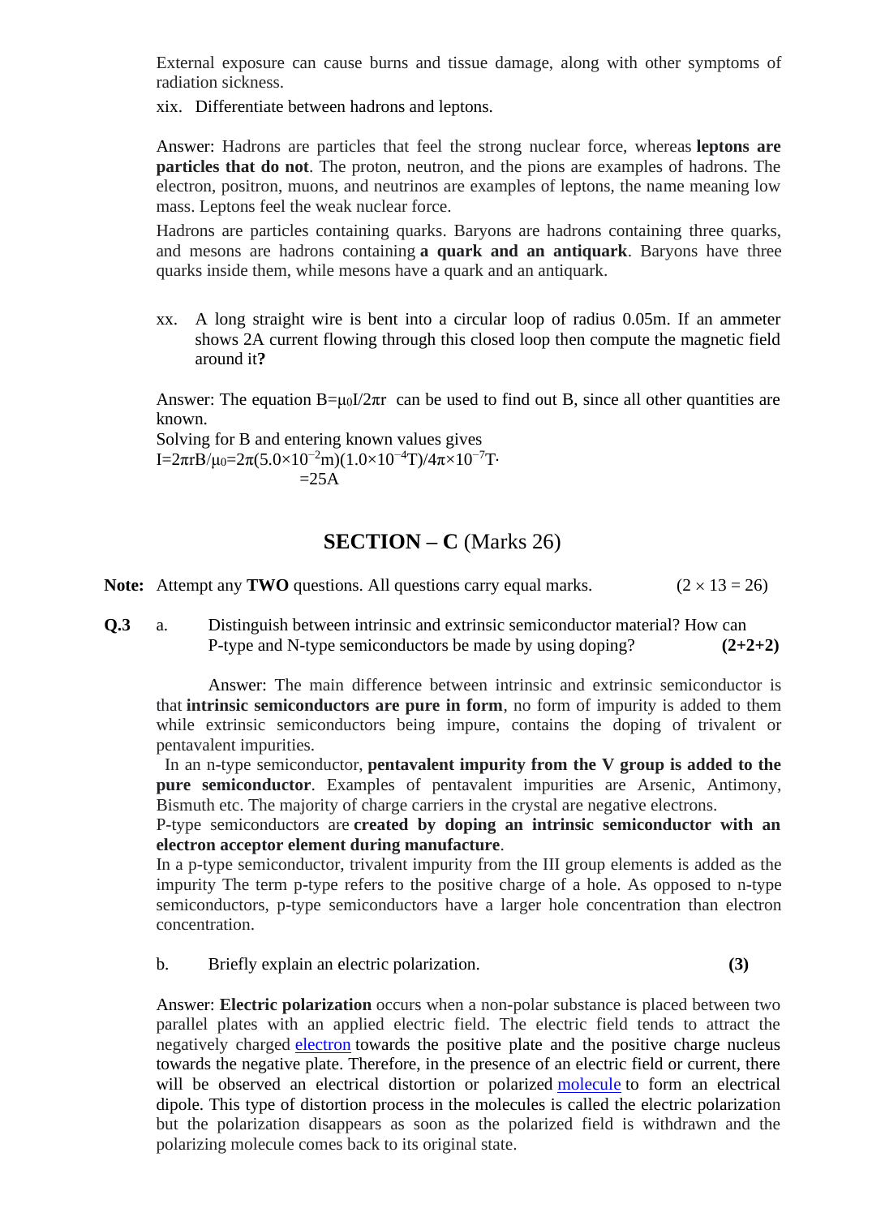External exposure can cause burns and tissue damage, along with other symptoms of radiation sickness.

xix. Differentiate between hadrons and leptons.

Answer: Hadrons are particles that feel the strong nuclear force, whereas **leptons are particles that do not**. The proton, neutron, and the pions are examples of hadrons. The electron, positron, muons, and neutrinos are examples of leptons, the name meaning low mass. Leptons feel the weak nuclear force.

Hadrons are particles containing quarks. Baryons are hadrons containing three quarks, and mesons are hadrons containing **a quark and an antiquark**. Baryons have three quarks inside them, while mesons have a quark and an antiquark.

xx. A long straight wire is bent into a circular loop of radius 0.05m. If an ammeter shows 2A current flowing through this closed loop then compute the magnetic field around it**?**

Answer: The equation $B=\mu_0 I/2\pi r$ can be used to find out B, since all other quantities are known.
Solving for B and entering known values gives
$I=2\pi rB/\mu_0=2\pi(5.0\times10^{-2}\text{m})(1.0\times10^{-4}\text{T})/4\pi\times10^{-7}\text{T}\cdot$
$=25\text{A}$

## SECTION – C (Marks 26)

**Note:** Attempt any **TWO** questions. All questions carry equal marks. (2 × 13 = 26)

**Q.3** a. Distinguish between intrinsic and extrinsic semiconductor material? How can P-type and N-type semiconductors be made by using doping? **(2+2+2)**

Answer: The main difference between intrinsic and extrinsic semiconductor is that **intrinsic semiconductors are pure in form**, no form of impurity is added to them while extrinsic semiconductors being impure, contains the doping of trivalent or pentavalent impurities.

In an n-type semiconductor, **pentavalent impurity from the V group is added to the pure semiconductor**. Examples of pentavalent impurities are Arsenic, Antimony, Bismuth etc. The majority of charge carriers in the crystal are negative electrons.
P-type semiconductors are **created by doping an intrinsic semiconductor with an electron acceptor element during manufacture**.
In a p-type semiconductor, trivalent impurity from the III group elements is added as the impurity The term p-type refers to the positive charge of a hole. As opposed to n-type semiconductors, p-type semiconductors have a larger hole concentration than electron concentration.

b. Briefly explain an electric polarization. **(3)**

Answer: **Electric polarization** occurs when a non-polar substance is placed between two parallel plates with an applied electric field. The electric field tends to attract the negatively charged electron towards the positive plate and the positive charge nucleus towards the negative plate. Therefore, in the presence of an electric field or current, there will be observed an electrical distortion or polarized molecule to form an electrical dipole. This type of distortion process in the molecules is called the electric polarization but the polarization disappears as soon as the polarized field is withdrawn and the polarizing molecule comes back to its original state.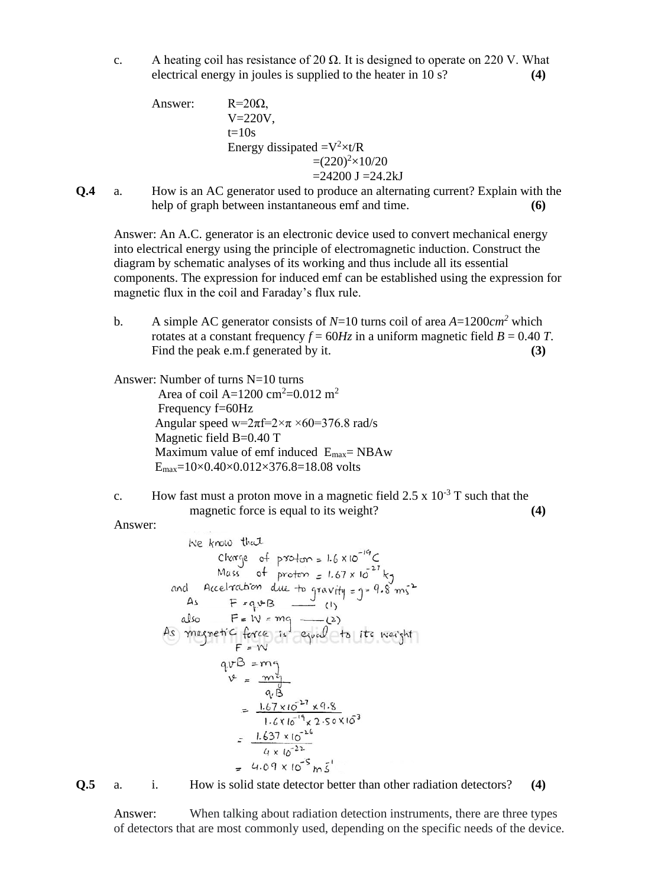c. A heating coil has resistance of 20 Ω. It is designed to operate on 220 V. What electrical energy in joules is supplied to the heater in 10 s? **(4)**

Answer: R=20Ω,
V=220V,
t=10s
Energy dissipated $=V^2 \times t/R$
$=(220)^2 \times 10/20$
$=24200$ J $=24.2$kJ

**Q.4** a. How is an AC generator used to produce an alternating current? Explain with the help of graph between instantaneous emf and time. **(6)**

Answer: An A.C. generator is an electronic device used to convert mechanical energy into electrical energy using the principle of electromagnetic induction. Construct the diagram by schematic analyses of its working and thus include all its essential components. The expression for induced emf can be established using the expression for magnetic flux in the coil and Faraday's flux rule.

b. A simple AC generator consists of $N$=10 turns coil of area $A$=1200$cm^2$ which rotates at a constant frequency $f$ = 60$Hz$ in a uniform magnetic field $B$ = 0.40 $T$. Find the peak e.m.f generated by it. **(3)**

Answer: Number of turns N=10 turns
Area of coil A=1200 $cm^2$=0.012 $m^2$
Frequency f=60Hz
Angular speed $w=2\pi f=2\times\pi\times 60=376.8$ rad/s
Magnetic field B=0.40 T
Maximum value of emf induced $E_{max}$= NBAw
$E_{max}=10\times 0.40\times 0.012\times 376.8=18.08$ volts

c. How fast must a proton move in a magnetic field 2.5 x $10^{-3}$ T such that the magnetic force is equal to its weight? **(4)**

Answer:

We know that
Charge of proton = $1.6\times 10^{-19}$C
Mass of proton = $1.67\times 10^{-27}$ kg
and Acceleration due to gravity = g = 9.8 $ms^{-2}$

As $F = qvB$ —— (1)
also $F = W = mg$ —— (2)

As magnetic force is equal to its weight
$F = W$
$qvB = mg$

$$v = \frac{mg}{qB}$$

$$= \frac{1.67\times 10^{-27}\times 9.8}{1.6\times 10^{-19}\times 2.50\times 10^{-3}}$$

$$= \frac{1.637\times 10^{-26}}{4\times 10^{-22}}$$

$$= 4.09\times 10^{-5}\ ms^{-1}$$

**Q.5** a. i. How is solid state detector better than other radiation detectors? **(4)**

Answer: When talking about radiation detection instruments, there are three types of detectors that are most commonly used, depending on the specific needs of the device.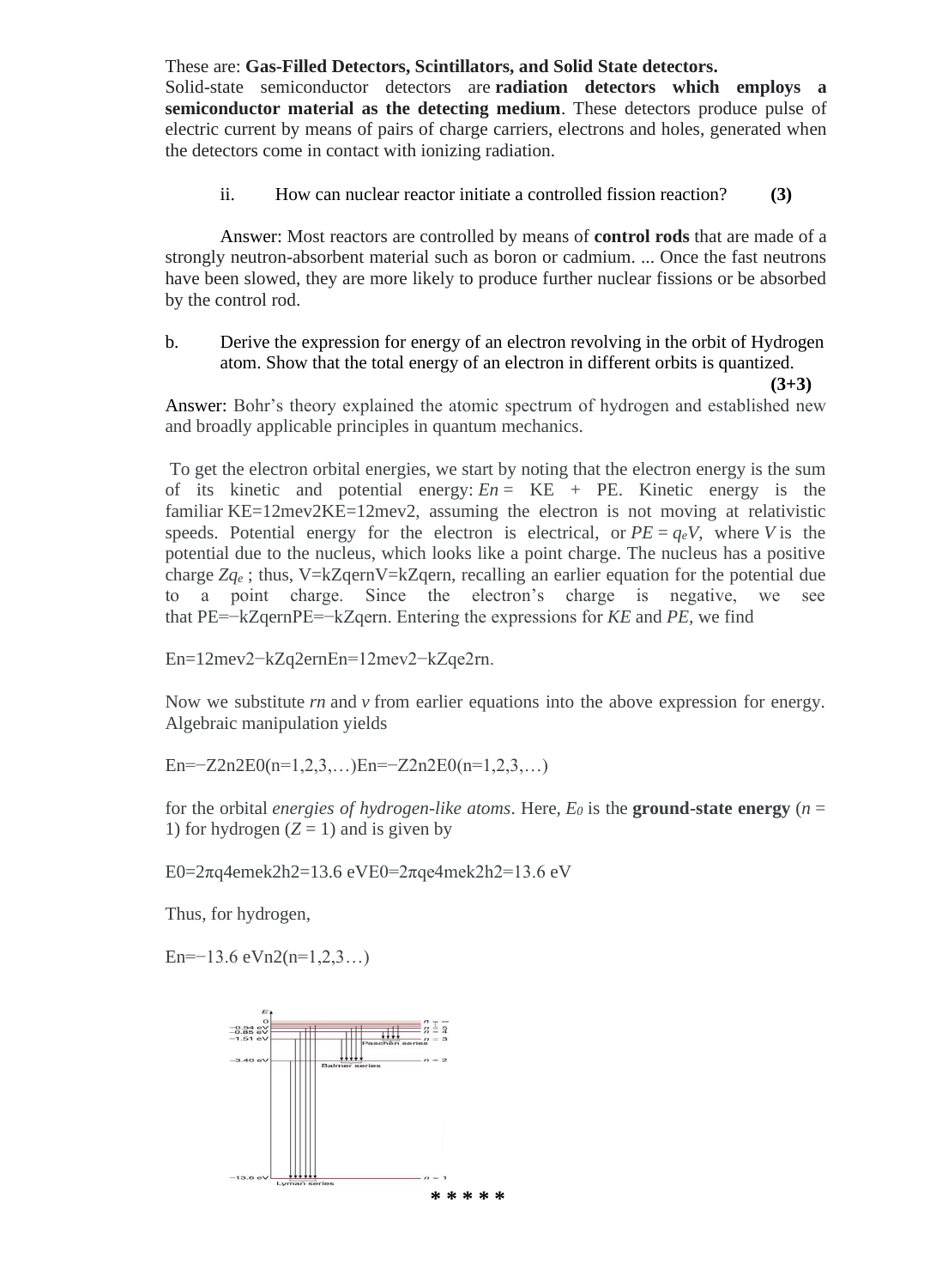These are: **Gas-Filled Detectors, Scintillators, and Solid State detectors.**
Solid-state semiconductor detectors are **radiation detectors which employs a semiconductor material as the detecting medium**. These detectors produce pulse of electric current by means of pairs of charge carriers, electrons and holes, generated when the detectors come in contact with ionizing radiation.

ii. How can nuclear reactor initiate a controlled fission reaction? **(3)**

Answer: Most reactors are controlled by means of **control rods** that are made of a strongly neutron-absorbent material such as boron or cadmium. ... Once the fast neutrons have been slowed, they are more likely to produce further nuclear fissions or be absorbed by the control rod.

b. Derive the expression for energy of an electron revolving in the orbit of Hydrogen atom. Show that the total energy of an electron in different orbits is quantized. **(3+3)**

Answer: Bohr's theory explained the atomic spectrum of hydrogen and established new and broadly applicable principles in quantum mechanics.

To get the electron orbital energies, we start by noting that the electron energy is the sum of its kinetic and potential energy: *En* = KE + PE. Kinetic energy is the familiar KE=12mev2KE=12mev2, assuming the electron is not moving at relativistic speeds. Potential energy for the electron is electrical, or $PE = q_eV$, where *V* is the potential due to the nucleus, which looks like a point charge. The nucleus has a positive charge $Zq_e$ ; thus, V=kZqernV=kZqern, recalling an earlier equation for the potential due to a point charge. Since the electron's charge is negative, we see that PE=−kZqernPE=−kZqern. Entering the expressions for *KE* and *PE*, we find

En=12mev2−kZq2ernEn=12mev2−kZqe2rn.

Now we substitute *rn* and *v* from earlier equations into the above expression for energy. Algebraic manipulation yields

En=−Z2n2E0(n=1,2,3,…)En=−Z2n2E0(n=1,2,3,…)

for the orbital *energies of hydrogen-like atoms*. Here, $E_0$ is the **ground-state energy** ($n$ = 1) for hydrogen ($Z$ = 1) and is given by

E0=2πq4emek2h2=13.6 eVE0=2πqe4mek2h2=13.6 eV

Thus, for hydrogen,

En=−13.6 eVn2(n=1,2,3…)

E
0
−0.54 eV
−0.85 eV
−1.51 eV
−3.40 eV
−13.6 eV
n = ∞
n = 5
n = 4
n = 3
n = 2
n = 1
Paschen series
Balmer series
Lyman series

* * * * *